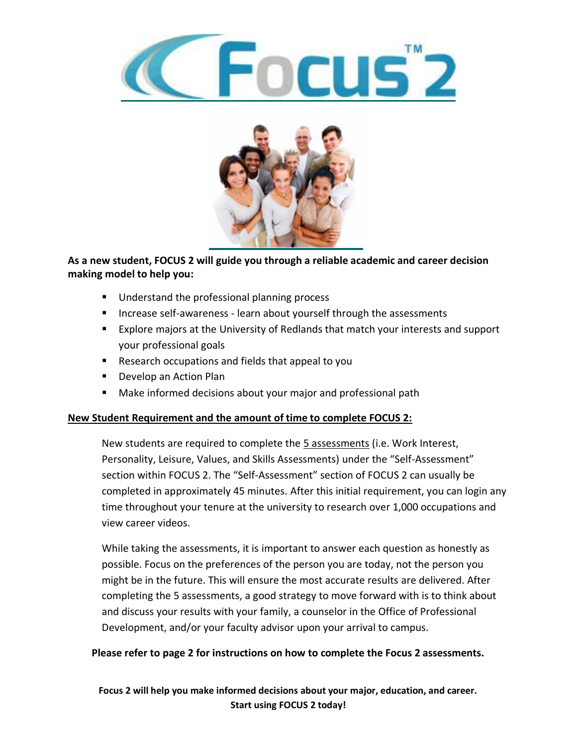# Focus™ 2

**As a new student, FOCUS 2 will guide you through a reliable academic and career decision making model to help you:**

- Understand the professional planning process
- Increase self-awareness - learn about yourself through the assessments
- Explore majors at the University of Redlands that match your interests and support your professional goals
- Research occupations and fields that appeal to you
- Develop an Action Plan
- Make informed decisions about your major and professional path

**New Student Requirement and the amount of time to complete FOCUS 2:**

New students are required to complete the 5 assessments (i.e. Work Interest, Personality, Leisure, Values, and Skills Assessments) under the "Self-Assessment" section within FOCUS 2. The "Self-Assessment" section of FOCUS 2 can usually be completed in approximately 45 minutes. After this initial requirement, you can login any time throughout your tenure at the university to research over 1,000 occupations and view career videos.

While taking the assessments, it is important to answer each question as honestly as possible. Focus on the preferences of the person you are today, not the person you might be in the future. This will ensure the most accurate results are delivered. After completing the 5 assessments, a good strategy to move forward with is to think about and discuss your results with your family, a counselor in the Office of Professional Development, and/or your faculty advisor upon your arrival to campus.

**Please refer to page 2 for instructions on how to complete the Focus 2 assessments.**

**Focus 2 will help you make informed decisions about your major, education, and career. Start using FOCUS 2 today!**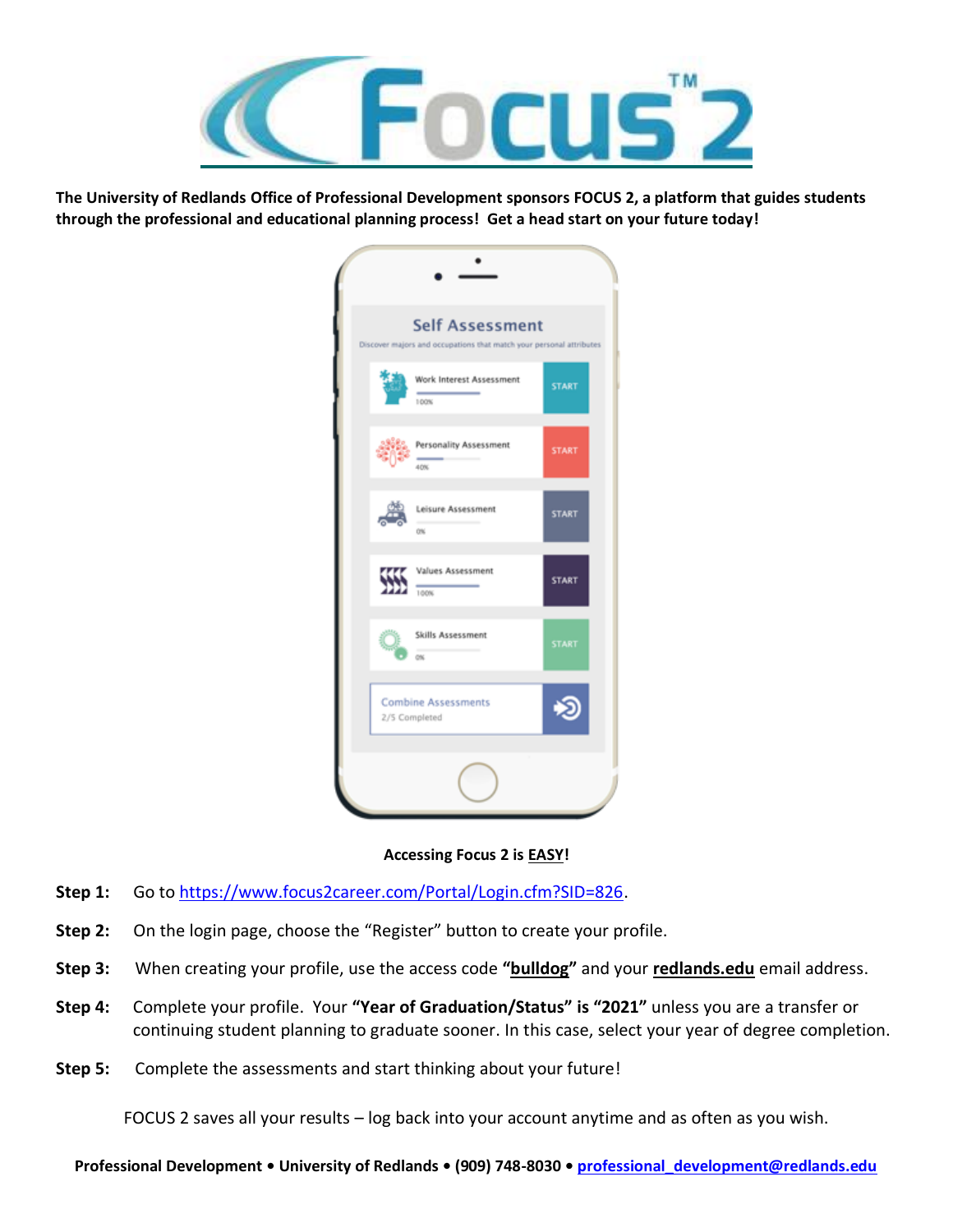# FOCUS™ 2

**The University of Redlands Office of Professional Development sponsors FOCUS 2, a platform that guides students through the professional and educational planning process! Get a head start on your future today!**

Self Assessment

Discover majors and occupations that match your personal attributes

Work Interest Assessment
100%
START

Personality Assessment
40%
START

Leisure Assessment
0%
START

Values Assessment
100%
START

Skills Assessment
0%
START

Combine Assessments
2/5 Completed

**Accessing Focus 2 is EASY!**

**Step 1:** Go to https://www.focus2career.com/Portal/Login.cfm?SID=826.

**Step 2:** On the login page, choose the "Register" button to create your profile.

**Step 3:** When creating your profile, use the access code **"bulldog"** and your **redlands.edu** email address.

**Step 4:** Complete your profile. Your **"Year of Graduation/Status" is "2021"** unless you are a transfer or continuing student planning to graduate sooner. In this case, select your year of degree completion.

**Step 5:** Complete the assessments and start thinking about your future!

FOCUS 2 saves all your results – log back into your account anytime and as often as you wish.

**Professional Development • University of Redlands • (909) 748-8030 •** professional_development@redlands.edu